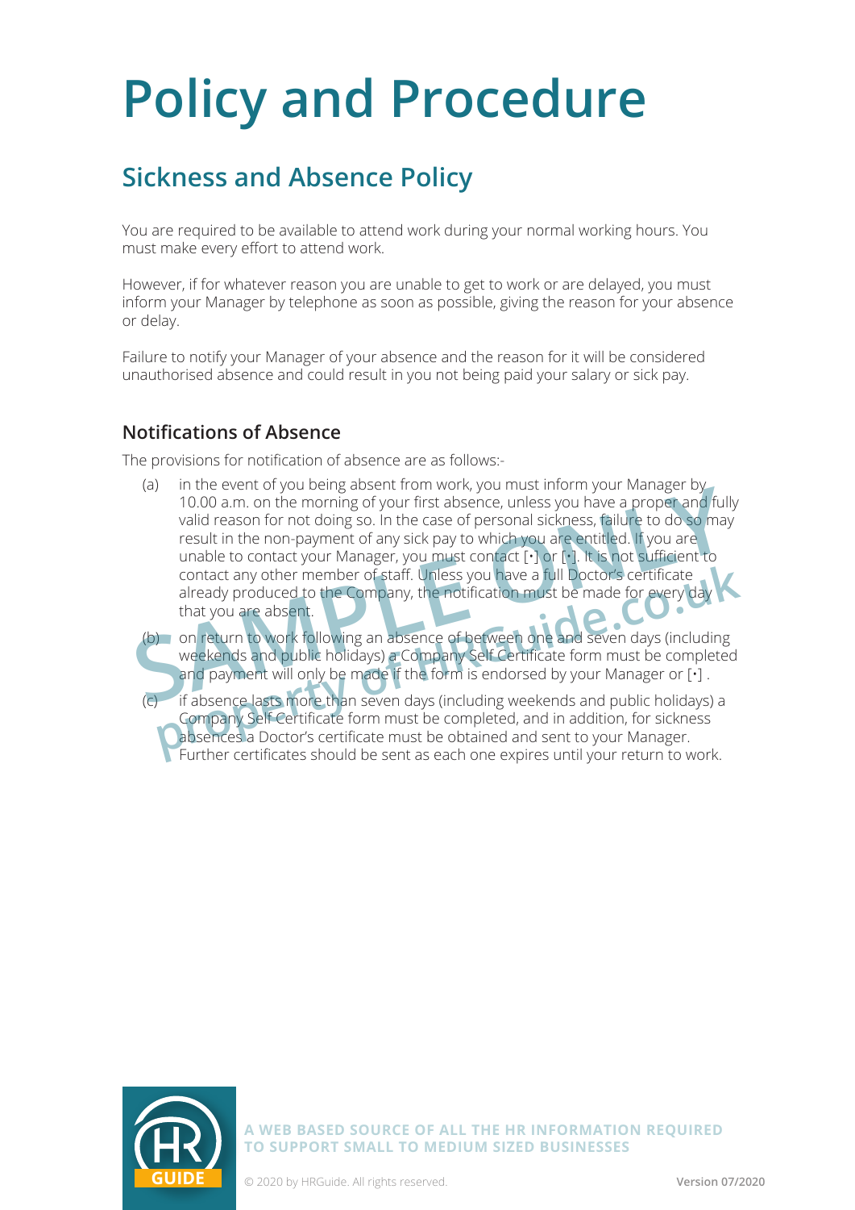# Policy and Procedure

## Sickness and Absence Policy

You are required to be available to attend work during your normal working hours. You must make every effort to attend work.

However, if for whatever reason you are unable to get to work or are delayed, you must inform your Manager by telephone as soon as possible, giving the reason for your absence or delay.

Failure to notify your Manager of your absence and the reason for it will be considered unauthorised absence and could result in you not being paid your salary or sick pay.

### Notifications of Absence

The provisions for notification of absence are as follows:-

(a) in the event of you being absent from work, you must inform your Manager by 10.00 a.m. on the morning of your first absence, unless you have a proper and fully valid reason for not doing so. In the case of personal sickness, failure to do so may result in the non-payment of any sick pay to which you are entitled. If you are unable to contact your Manager, you must contact [•] or [•]. It is not sufficient to contact any other member of staff. Unless you have a full Doctor's certificate already produced to the Company, the notification must be made for every day that you are absent.

(b) on return to work following an absence of between one and seven days (including weekends and public holidays) a Company Self Certificate form must be completed and payment will only be made if the form is endorsed by your Manager or [•] .

(c) if absence lasts more than seven days (including weekends and public holidays) a Company Self Certificate form must be completed, and in addition, for sickness absences a Doctor's certificate must be obtained and sent to your Manager. Further certificates should be sent as each one expires until your return to work.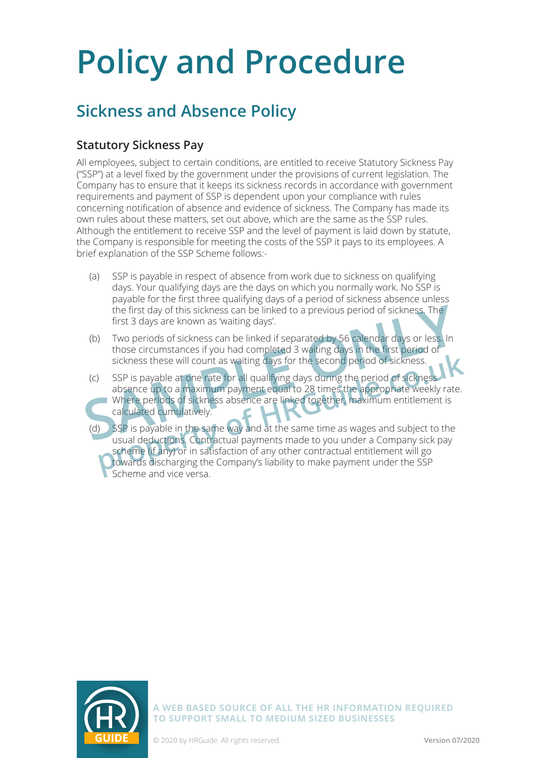# Policy and Procedure

## Sickness and Absence Policy

### Statutory Sickness Pay

All employees, subject to certain conditions, are entitled to receive Statutory Sickness Pay ("SSP") at a level fixed by the government under the provisions of current legislation. The Company has to ensure that it keeps its sickness records in accordance with government requirements and payment of SSP is dependent upon your compliance with rules concerning notification of absence and evidence of sickness. The Company has made its own rules about these matters, set out above, which are the same as the SSP rules. Although the entitlement to receive SSP and the level of payment is laid down by statute, the Company is responsible for meeting the costs of the SSP it pays to its employees. A brief explanation of the SSP Scheme follows:-

(a) SSP is payable in respect of absence from work due to sickness on qualifying days. Your qualifying days are the days on which you normally work. No SSP is payable for the first three qualifying days of a period of sickness absence unless the first day of this sickness can be linked to a previous period of sickness. The first 3 days are known as 'waiting days'.

(b) Two periods of sickness can be linked if separated by 56 calendar days or less. In those circumstances if you had completed 3 waiting days in the first period of sickness these will count as waiting days for the second period of sickness.

(c) SSP is payable at one rate for all qualifying days during the period of sickness absence up to a maximum payment equal to 28 times the appropriate weekly rate. Where periods of sickness absence are linked together, maximum entitlement is calculated cumulatively.

(d) SSP is payable in the same way and at the same time as wages and subject to the usual deductions. Contractual payments made to you under a Company sick pay scheme (if any) or in satisfaction of any other contractual entitlement will go towards discharging the Company's liability to make payment under the SSP Scheme and vice versa.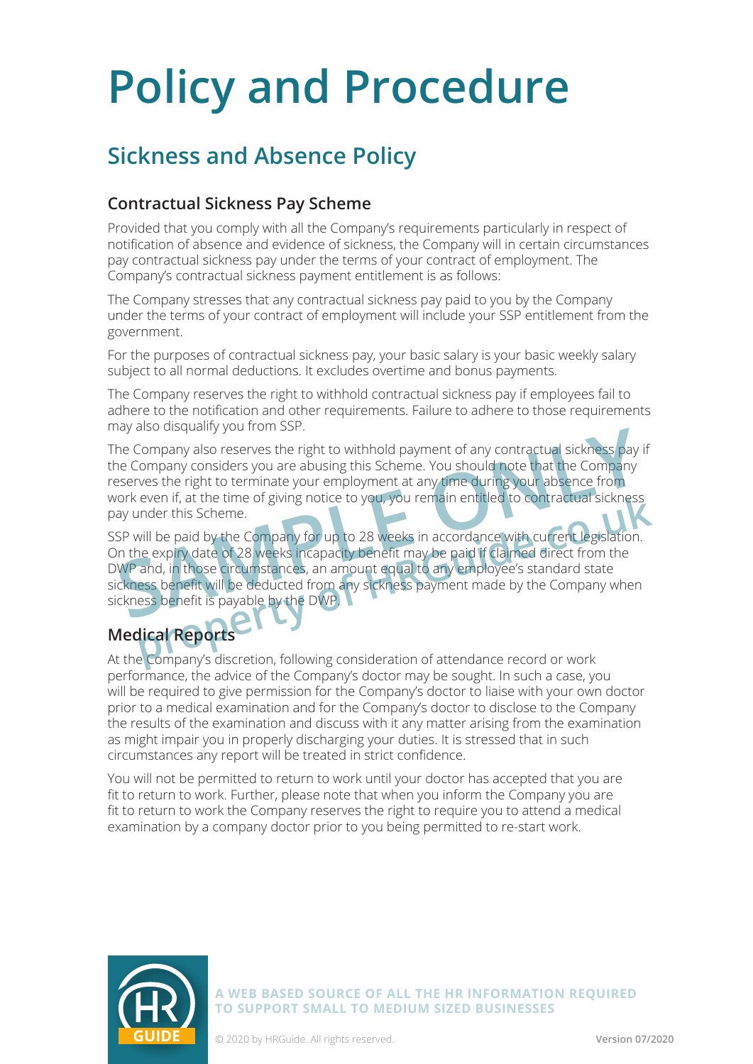# Policy and Procedure

## Sickness and Absence Policy

### Contractual Sickness Pay Scheme

Provided that you comply with all the Company's requirements particularly in respect of notification of absence and evidence of sickness, the Company will in certain circumstances pay contractual sickness pay under the terms of your contract of employment. The Company's contractual sickness payment entitlement is as follows:

The Company stresses that any contractual sickness pay paid to you by the Company under the terms of your contract of employment will include your SSP entitlement from the government.

For the purposes of contractual sickness pay, your basic salary is your basic weekly salary subject to all normal deductions. It excludes overtime and bonus payments.

The Company reserves the right to withhold contractual sickness pay if employees fail to adhere to the notification and other requirements. Failure to adhere to those requirements may also disqualify you from SSP.

The Company also reserves the right to withhold payment of any contractual sickness pay if the Company considers you are abusing this Scheme. You should note that the Company reserves the right to terminate your employment at any time during your absence from work even if, at the time of giving notice to you, you remain entitled to contractual sickness pay under this Scheme.

SSP will be paid by the Company for up to 28 weeks in accordance with current legislation. On the expiry date of 28 weeks incapacity benefit may be paid if claimed direct from the DWP and, in those circumstances, an amount equal to any employee's standard state sickness benefit will be deducted from any sickness payment made by the Company when sickness benefit is payable by the DWP.

### Medical Reports

At the Company's discretion, following consideration of attendance record or work performance, the advice of the Company's doctor may be sought. In such a case, you will be required to give permission for the Company's doctor to liaise with your own doctor prior to a medical examination and for the Company's doctor to disclose to the Company the results of the examination and discuss with it any matter arising from the examination as might impair you in properly discharging your duties. It is stressed that in such circumstances any report will be treated in strict confidence.

You will not be permitted to return to work until your doctor has accepted that you are fit to return to work. Further, please note that when you inform the Company you are fit to return to work the Company reserves the right to require you to attend a medical examination by a company doctor prior to you being permitted to re-start work.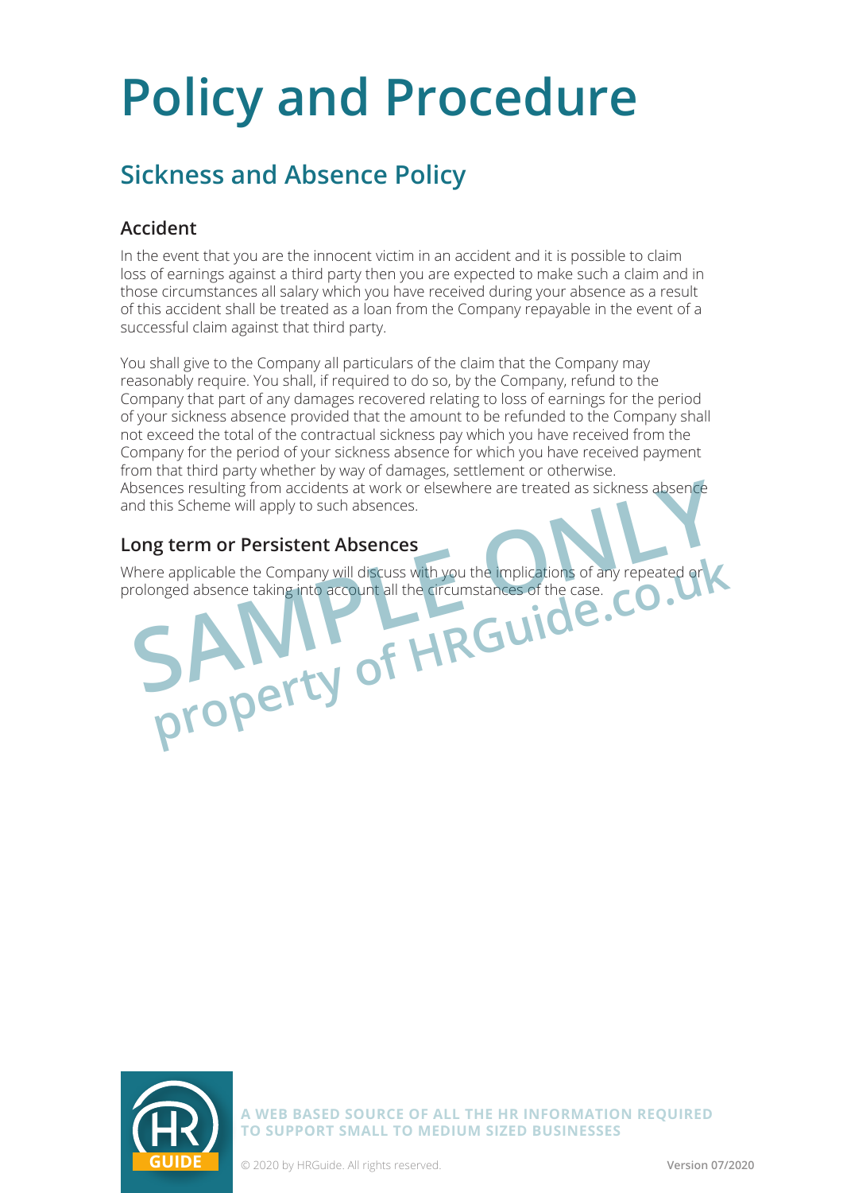# Policy and Procedure

## Sickness and Absence Policy

### Accident

In the event that you are the innocent victim in an accident and it is possible to claim loss of earnings against a third party then you are expected to make such a claim and in those circumstances all salary which you have received during your absence as a result of this accident shall be treated as a loan from the Company repayable in the event of a successful claim against that third party.

You shall give to the Company all particulars of the claim that the Company may reasonably require. You shall, if required to do so, by the Company, refund to the Company that part of any damages recovered relating to loss of earnings for the period of your sickness absence provided that the amount to be refunded to the Company shall not exceed the total of the contractual sickness pay which you have received from the Company for the period of your sickness absence for which you have received payment from that third party whether by way of damages, settlement or otherwise.
Absences resulting from accidents at work or elsewhere are treated as sickness absence and this Scheme will apply to such absences.

### Long term or Persistent Absences

Where applicable the Company will discuss with you the implications of any repeated or prolonged absence taking into account all the circumstances of the case.